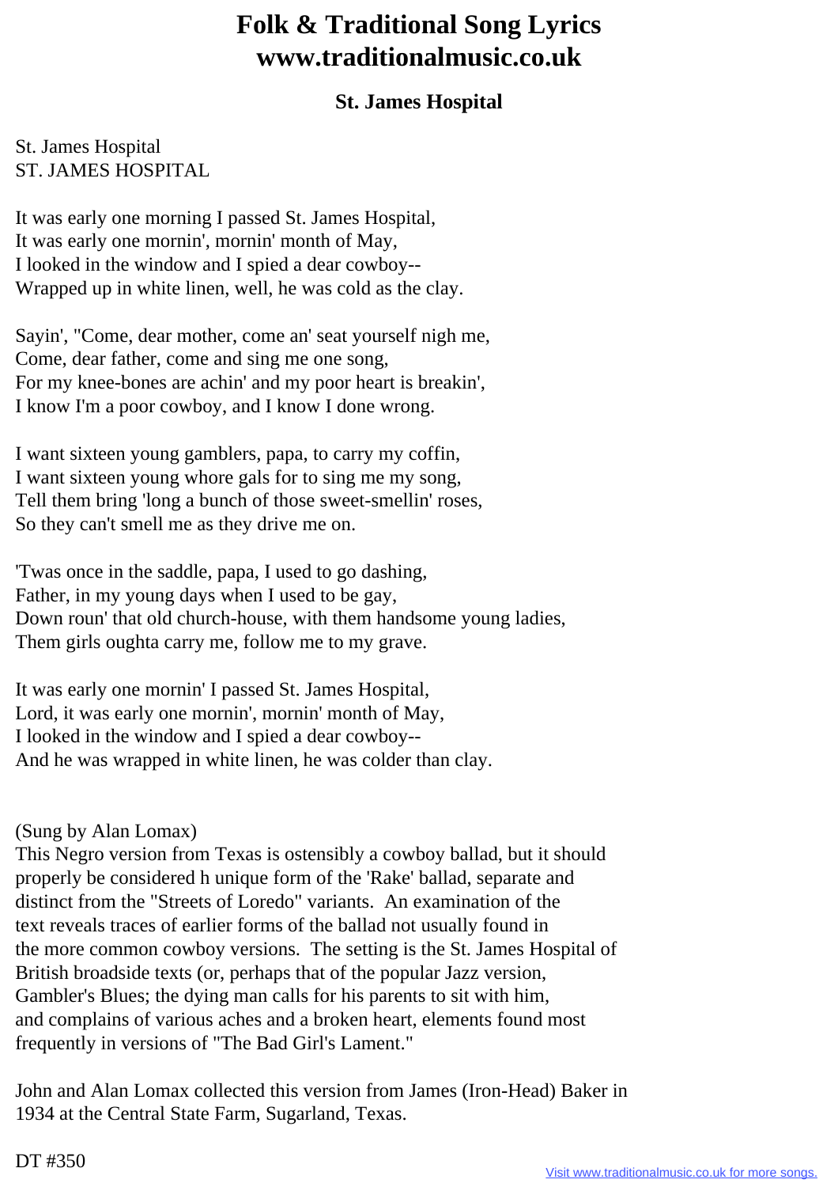# Folk & Traditional Song Lyrics
# www.traditionalmusic.co.uk

### St. James Hospital

St. James Hospital
ST. JAMES HOSPITAL

It was early one morning I passed St. James Hospital,
It was early one mornin', mornin' month of May,
I looked in the window and I spied a dear cowboy--
Wrapped up in white linen, well, he was cold as the clay.

Sayin', "Come, dear mother, come an' seat yourself nigh me,
Come, dear father, come and sing me one song,
For my knee-bones are achin' and my poor heart is breakin',
I know I'm a poor cowboy, and I know I done wrong.

I want sixteen young gamblers, papa, to carry my coffin,
I want sixteen young whore gals for to sing me my song,
Tell them bring 'long a bunch of those sweet-smellin' roses,
So they can't smell me as they drive me on.

'Twas once in the saddle, papa, I used to go dashing,
Father, in my young days when I used to be gay,
Down roun' that old church-house, with them handsome young ladies,
Them girls oughta carry me, follow me to my grave.

It was early one mornin' I passed St. James Hospital,
Lord, it was early one mornin', mornin' month of May,
I looked in the window and I spied a dear cowboy--
And he was wrapped in white linen, he was colder than clay.

(Sung by Alan Lomax)
This Negro version from Texas is ostensibly a cowboy ballad, but it should properly be considered h unique form of the 'Rake' ballad, separate and distinct from the "Streets of Loredo" variants. An examination of the text reveals traces of earlier forms of the ballad not usually found in the more common cowboy versions. The setting is the St. James Hospital of British broadside texts (or, perhaps that of the popular Jazz version, Gambler's Blues; the dying man calls for his parents to sit with him, and complains of various aches and a broken heart, elements found most frequently in versions of "The Bad Girl's Lament."

John and Alan Lomax collected this version from James (Iron-Head) Baker in 1934 at the Central State Farm, Sugarland, Texas.

DT #350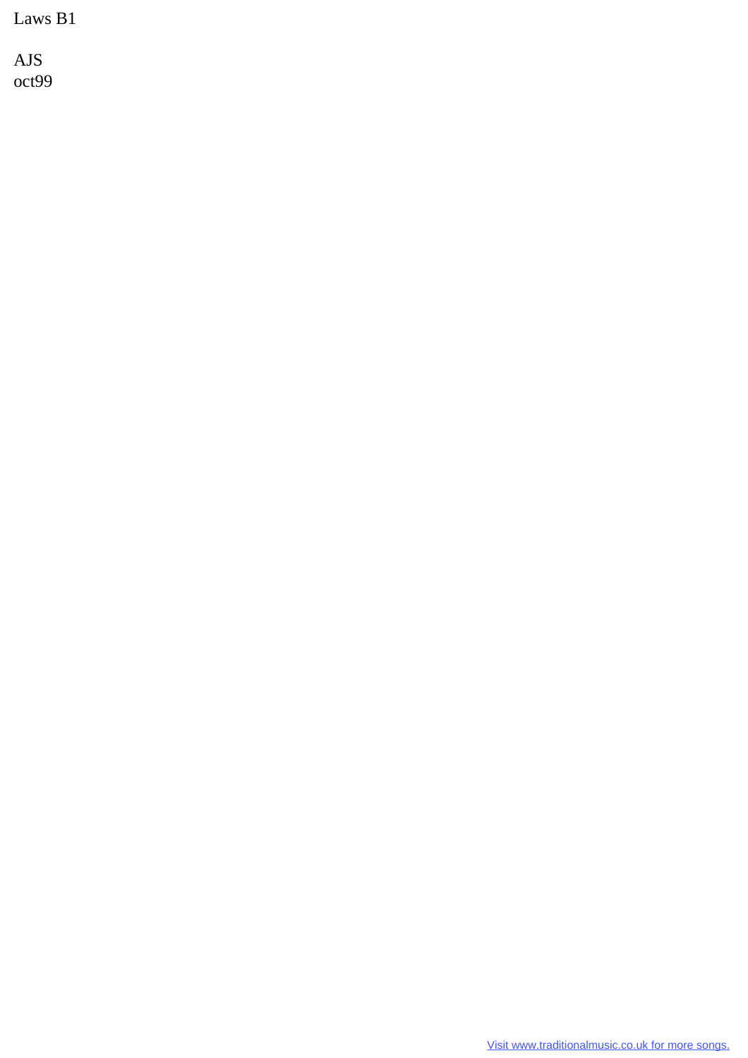Laws B1

AJS
oct99